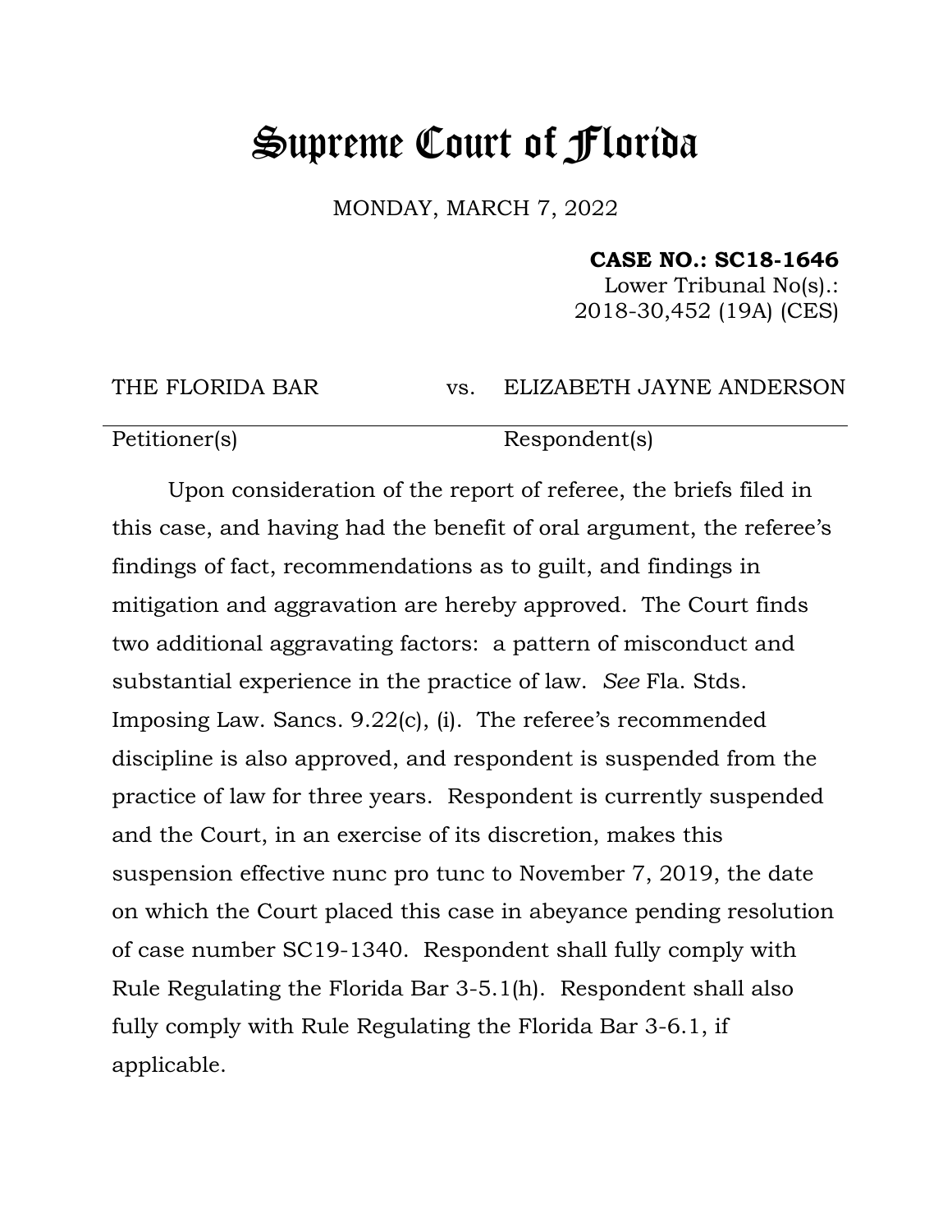# Supreme Court of Florida

MONDAY, MARCH 7, 2022

**CASE NO.: SC18-1646**
Lower Tribunal No(s).:
2018-30,452 (19A) (CES)

| THE FLORIDA BAR | vs. | ELIZABETH JAYNE ANDERSON |
| --- | --- | --- |
| Petitioner(s) | | Respondent(s) |

Upon consideration of the report of referee, the briefs filed in this case, and having had the benefit of oral argument, the referee's findings of fact, recommendations as to guilt, and findings in mitigation and aggravation are hereby approved. The Court finds two additional aggravating factors: a pattern of misconduct and substantial experience in the practice of law. *See* Fla. Stds. Imposing Law. Sancs. 9.22(c), (i). The referee's recommended discipline is also approved, and respondent is suspended from the practice of law for three years. Respondent is currently suspended and the Court, in an exercise of its discretion, makes this suspension effective nunc pro tunc to November 7, 2019, the date on which the Court placed this case in abeyance pending resolution of case number SC19-1340. Respondent shall fully comply with Rule Regulating the Florida Bar 3-5.1(h). Respondent shall also fully comply with Rule Regulating the Florida Bar 3-6.1, if applicable.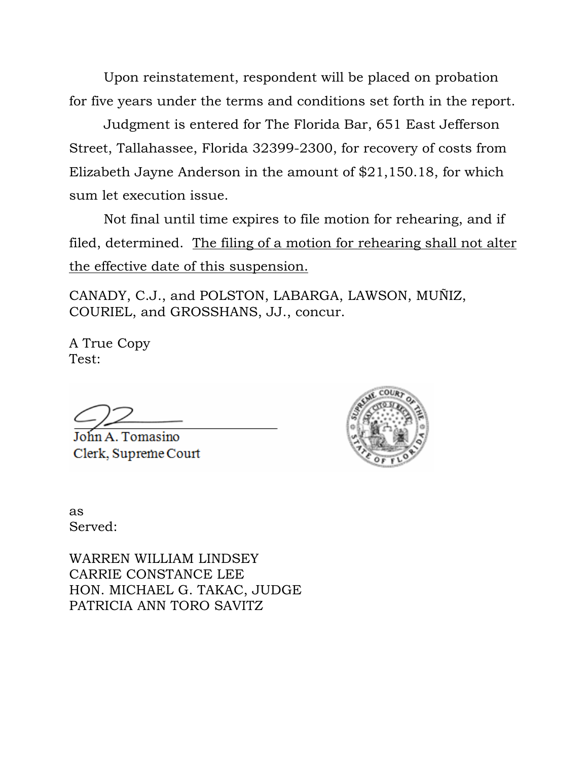Upon reinstatement, respondent will be placed on probation for five years under the terms and conditions set forth in the report.

Judgment is entered for The Florida Bar, 651 East Jefferson Street, Tallahassee, Florida 32399-2300, for recovery of costs from Elizabeth Jayne Anderson in the amount of $21,150.18, for which sum let execution issue.

Not final until time expires to file motion for rehearing, and if filed, determined. <u>The filing of a motion for rehearing shall not alter the effective date of this suspension.</u>

CANADY, C.J., and POLSTON, LABARGA, LAWSON, MUÑIZ, COURIEL, and GROSSHANS, JJ., concur.

A True Copy
Test:

John A. Tomasino
Clerk, Supreme Court

as
Served:

WARREN WILLIAM LINDSEY
CARRIE CONSTANCE LEE
HON. MICHAEL G. TAKAC, JUDGE
PATRICIA ANN TORO SAVITZ